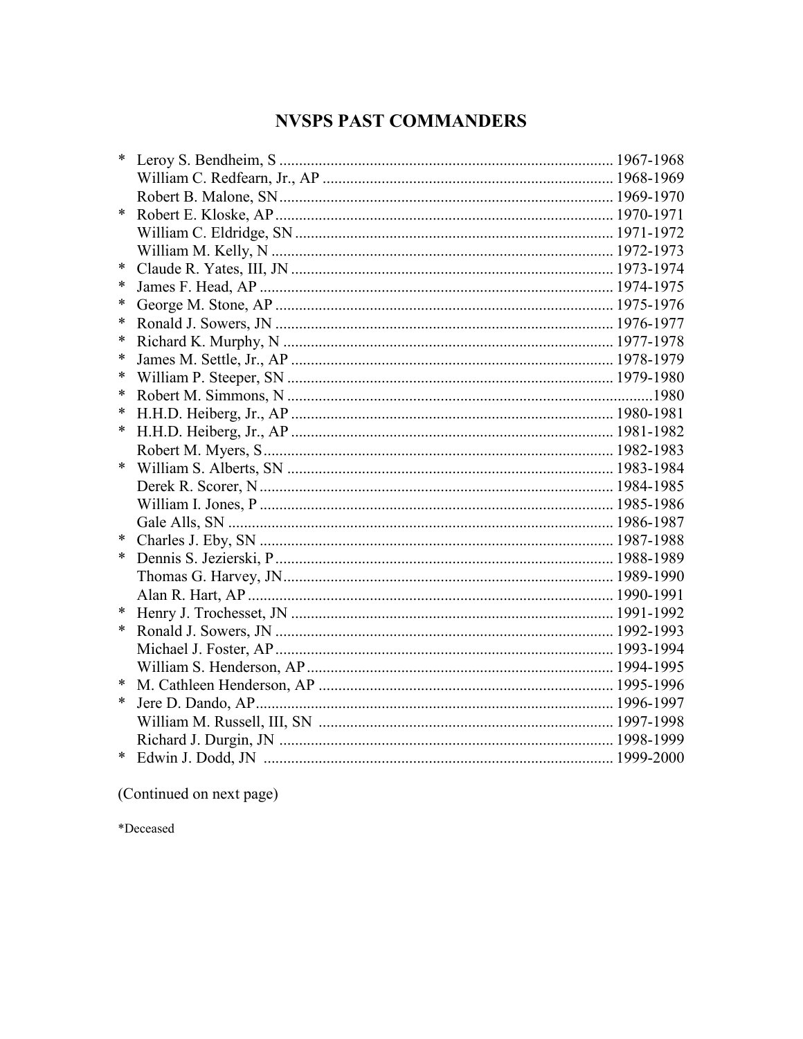# NVSPS PAST COMMANDERS

| | Name | Years |
|---|---|---|
| * | Leroy S. Bendheim, S | 1967-1968 |
| | William C. Redfearn, Jr., AP | 1968-1969 |
| | Robert B. Malone, SN | 1969-1970 |
| * | Robert E. Kloske, AP | 1970-1971 |
| | William C. Eldridge, SN | 1971-1972 |
| | William M. Kelly, N | 1972-1973 |
| * | Claude R. Yates, III, JN | 1973-1974 |
| * | James F. Head, AP | 1974-1975 |
| * | George M. Stone, AP | 1975-1976 |
| * | Ronald J. Sowers, JN | 1976-1977 |
| * | Richard K. Murphy, N | 1977-1978 |
| * | James M. Settle, Jr., AP | 1978-1979 |
| * | William P. Steeper, SN | 1979-1980 |
| * | Robert M. Simmons, N | 1980 |
| * | H.H.D. Heiberg, Jr., AP | 1980-1981 |
| * | H.H.D. Heiberg, Jr., AP | 1981-1982 |
| | Robert M. Myers, S | 1982-1983 |
| * | William S. Alberts, SN | 1983-1984 |
| | Derek R. Scorer, N | 1984-1985 |
| | William I. Jones, P | 1985-1986 |
| | Gale Alls, SN | 1986-1987 |
| * | Charles J. Eby, SN | 1987-1988 |
| * | Dennis S. Jezierski, P | 1988-1989 |
| | Thomas G. Harvey, JN | 1989-1990 |
| | Alan R. Hart, AP | 1990-1991 |
| * | Henry J. Trochesset, JN | 1991-1992 |
| * | Ronald J. Sowers, JN | 1992-1993 |
| | Michael J. Foster, AP | 1993-1994 |
| | William S. Henderson, AP | 1994-1995 |
| * | M. Cathleen Henderson, AP | 1995-1996 |
| * | Jere D. Dando, AP | 1996-1997 |
| | William M. Russell, III, SN | 1997-1998 |
| | Richard J. Durgin, JN | 1998-1999 |
| * | Edwin J. Dodd, JN | 1999-2000 |

(Continued on next page)

*Deceased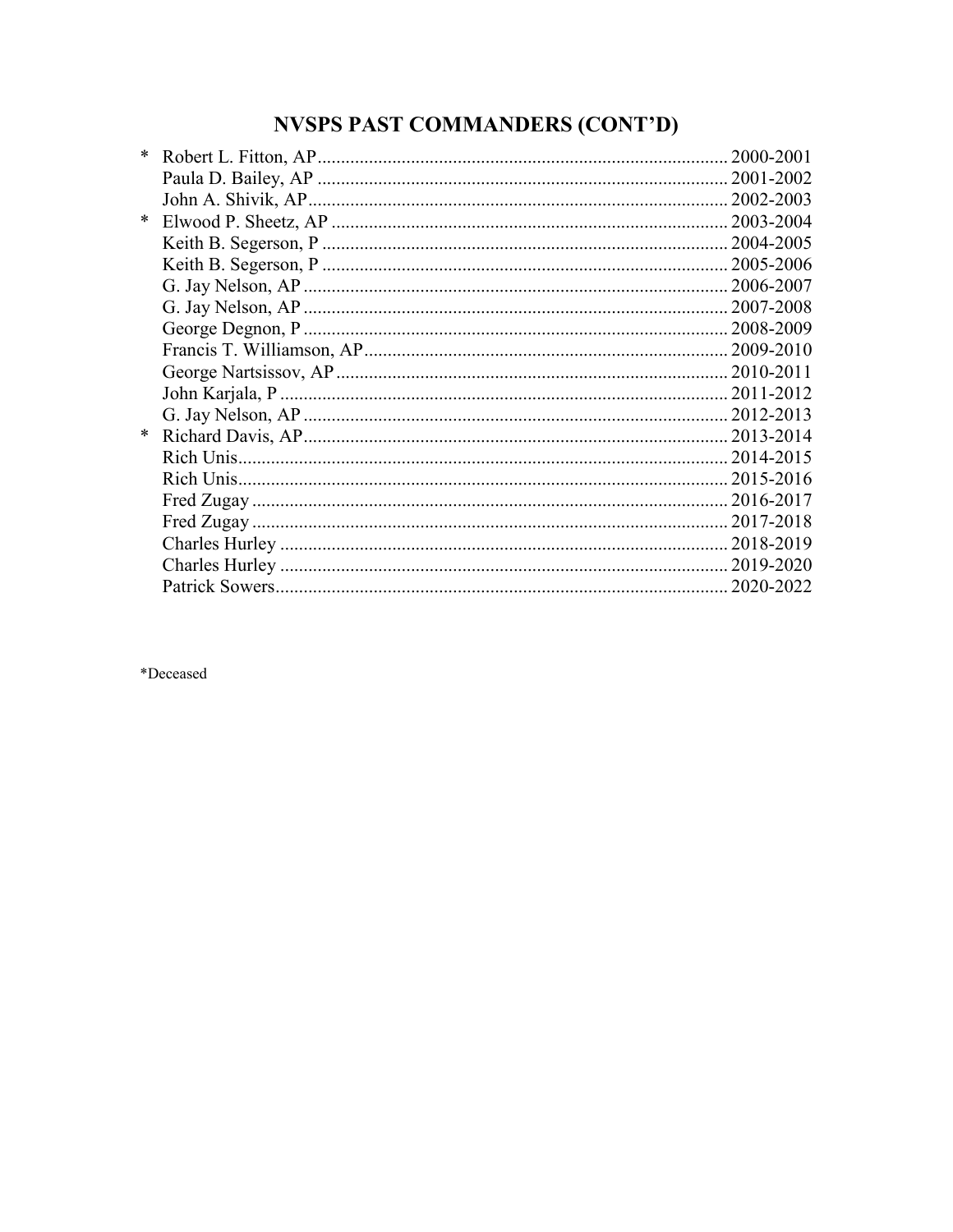# NVSPS PAST COMMANDERS (CONT'D)

| | | |
|---|---|---|
| * | Robert L. Fitton, AP | 2000-2001 |
| | Paula D. Bailey, AP | 2001-2002 |
| | John A. Shivik, AP | 2002-2003 |
| * | Elwood P. Sheetz, AP | 2003-2004 |
| | Keith B. Segerson, P | 2004-2005 |
| | Keith B. Segerson, P | 2005-2006 |
| | G. Jay Nelson, AP | 2006-2007 |
| | G. Jay Nelson, AP | 2007-2008 |
| | George Degnon, P | 2008-2009 |
| | Francis T. Williamson, AP | 2009-2010 |
| | George Nartsissov, AP | 2010-2011 |
| | John Karjala, P | 2011-2012 |
| | G. Jay Nelson, AP | 2012-2013 |
| * | Richard Davis, AP | 2013-2014 |
| | Rich Unis | 2014-2015 |
| | Rich Unis | 2015-2016 |
| | Fred Zugay | 2016-2017 |
| | Fred Zugay | 2017-2018 |
| | Charles Hurley | 2018-2019 |
| | Charles Hurley | 2019-2020 |
| | Patrick Sowers | 2020-2022 |

*Deceased